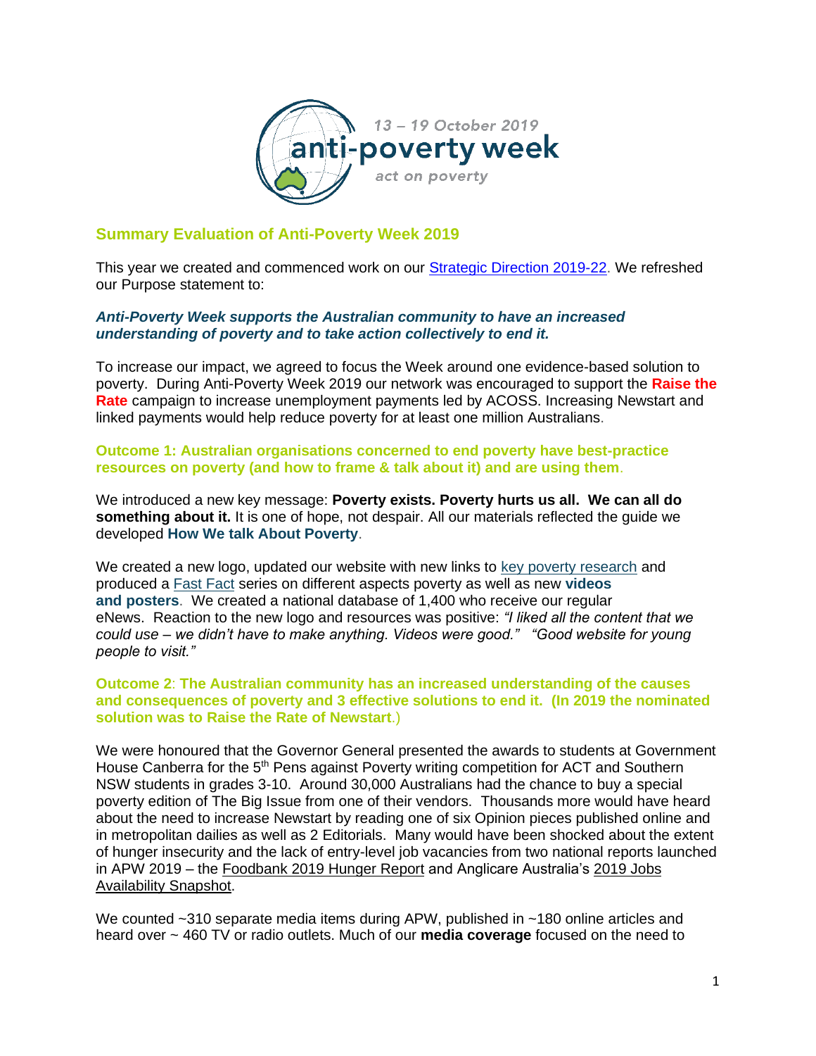13 – 19 October 2019
anti-poverty week
act on poverty

## Summary Evaluation of Anti-Poverty Week 2019

This year we created and commenced work on our [Strategic Direction 2019-22](). We refreshed our Purpose statement to:

***Anti-Poverty Week supports the Australian community to have an increased understanding of poverty and to take action collectively to end it.***

To increase our impact, we agreed to focus the Week around one evidence-based solution to poverty. During Anti-Poverty Week 2019 our network was encouraged to support the **Raise the Rate** campaign to increase unemployment payments led by ACOSS. Increasing Newstart and linked payments would help reduce poverty for at least one million Australians.

### Outcome 1: Australian organisations concerned to end poverty have best-practice resources on poverty (and how to frame & talk about it) and are using them.

We introduced a new key message: **Poverty exists. Poverty hurts us all. We can all do something about it.** It is one of hope, not despair. All our materials reflected the guide we developed **How We talk About Poverty**.

We created a new logo, updated our website with new links to [key poverty research]() and produced a [Fast Fact]() series on different aspects poverty as well as new **videos and posters**. We created a national database of 1,400 who receive our regular eNews. Reaction to the new logo and resources was positive: *"I liked all the content that we could use – we didn't have to make anything. Videos were good." "Good website for young people to visit."*

### Outcome 2: The Australian community has an increased understanding of the causes and consequences of poverty and 3 effective solutions to end it. (In 2019 the nominated solution was to Raise the Rate of Newstart.)

We were honoured that the Governor General presented the awards to students at Government House Canberra for the 5th Pens against Poverty writing competition for ACT and Southern NSW students in grades 3-10. Around 30,000 Australians had the chance to buy a special poverty edition of The Big Issue from one of their vendors. Thousands more would have heard about the need to increase Newstart by reading one of six Opinion pieces published online and in metropolitan dailies as well as 2 Editorials. Many would have been shocked about the extent of hunger insecurity and the lack of entry-level job vacancies from two national reports launched in APW 2019 – the [Foodbank 2019 Hunger Report]() and Anglicare Australia's [2019 Jobs Availability Snapshot]().

We counted ~310 separate media items during APW, published in ~180 online articles and heard over ~ 460 TV or radio outlets. Much of our **media coverage** focused on the need to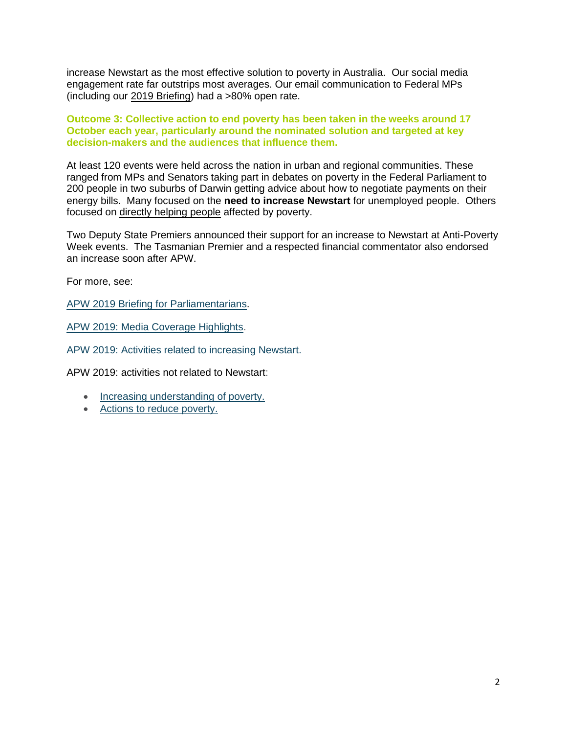increase Newstart as the most effective solution to poverty in Australia. Our social media engagement rate far outstrips most averages. Our email communication to Federal MPs (including our 2019 Briefing) had a >80% open rate.

### Outcome 3: Collective action to end poverty has been taken in the weeks around 17 October each year, particularly around the nominated solution and targeted at key decision-makers and the audiences that influence them.

At least 120 events were held across the nation in urban and regional communities. These ranged from MPs and Senators taking part in debates on poverty in the Federal Parliament to 200 people in two suburbs of Darwin getting advice about how to negotiate payments on their energy bills. Many focused on the **need to increase Newstart** for unemployed people. Others focused on directly helping people affected by poverty.

Two Deputy State Premiers announced their support for an increase to Newstart at Anti-Poverty Week events. The Tasmanian Premier and a respected financial commentator also endorsed an increase soon after APW.

For more, see:

APW 2019 Briefing for Parliamentarians.

APW 2019: Media Coverage Highlights.

APW 2019: Activities related to increasing Newstart.

APW 2019: activities not related to Newstart:

- Increasing understanding of poverty.
- Actions to reduce poverty.